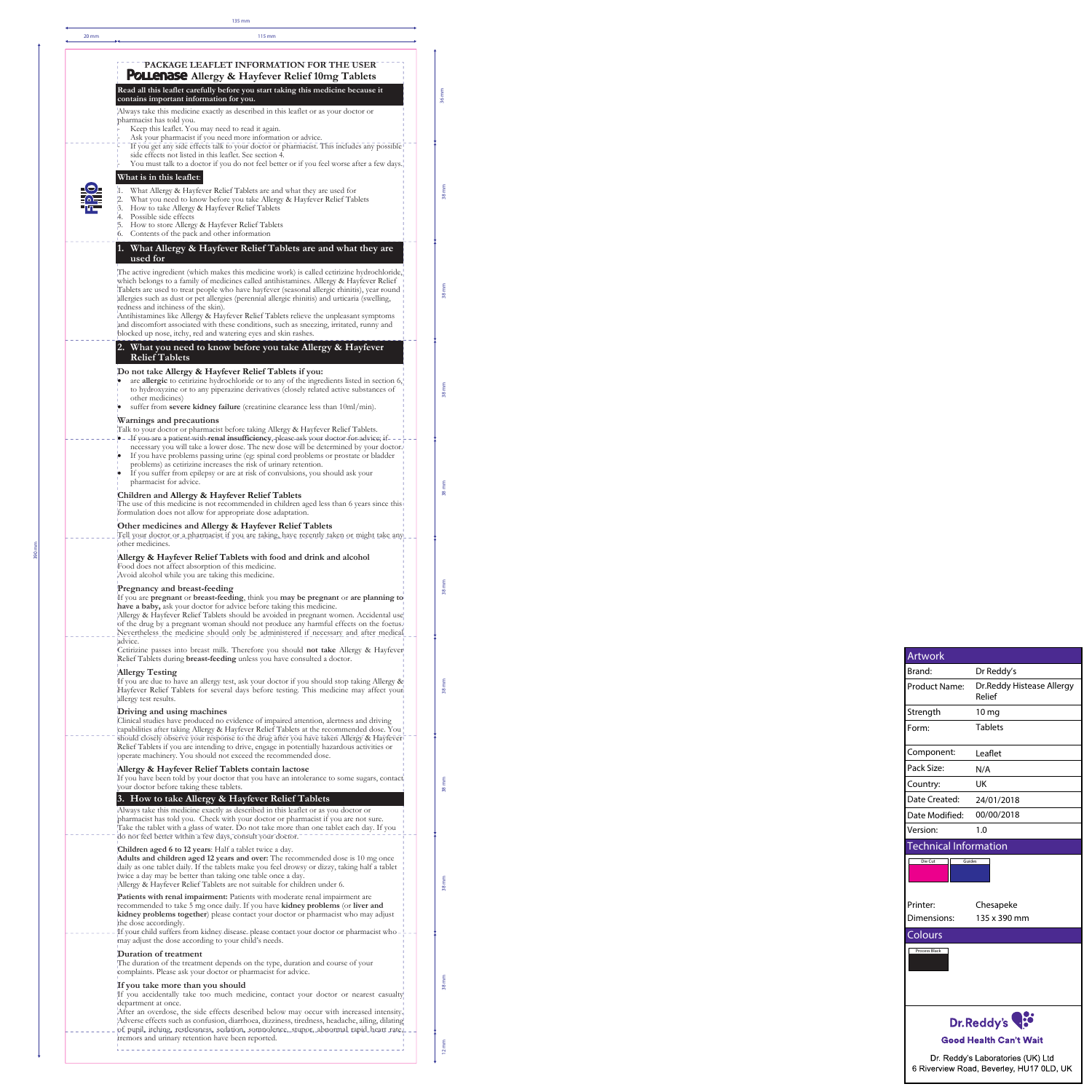# PACKAGE LEAFLET INFORMATION FOR THE USER

# Pollenase Allergy & Hayfever Relief 10mg Tablets

**Read all this leaflet carefully before you start taking this medicine because it contains important information for you.**

Always take this medicine exactly as described in this leaflet or as your doctor or pharmacist has told you.

- Keep this leaflet. You may need to read it again.
- Ask your pharmacist if you need more information or advice.
- If you get any side effects talk to your doctor or pharmacist. This includes any possible side effects not listed in this leaflet. See section 4.
- You must talk to a doctor if you do not feel better or if you feel worse after a few days.

**What is in this leaflet**:

1. What Allergy & Hayfever Relief Tablets are and what they are used for
2. What you need to know before you take Allergy & Hayfever Relief Tablets
3. How to take Allergy & Hayfever Relief Tablets
4. Possible side effects
5. How to store Allergy & Hayfever Relief Tablets
6. Contents of the pack and other information

## 1. What Allergy & Hayfever Relief Tablets are and what they are used for

The active ingredient (which makes this medicine work) is called cetirizine hydrochloride, which belongs to a family of medicines called antihistamines. Allergy & Hayfever Relief Tablets are used to treat people who have hayfever (seasonal allergic rhinitis), year round allergies such as dust or pet allergies (perennial allergic rhinitis) and urticaria (swelling, redness and itchiness of the skin).

Antihistamines like Allergy & Hayfever Relief Tablets relieve the unpleasant symptoms and discomfort associated with these conditions, such as sneezing, irritated, runny and blocked up nose, itchy, red and watering eyes and skin rashes.

## 2. What you need to know before you take Allergy & Hayfever Relief Tablets

### Do not take Allergy & Hayfever Relief Tablets if you:

- are **allergic** to cetirizine hydrochloride or to any of the ingredients listed in section 6, to hydroxyzine or to any piperazine derivatives (closely related active substances of other medicines)
- suffer from **severe kidney failure** (creatinine clearance less than 10ml/min).

### Warnings and precautions

Talk to your doctor or pharmacist before taking Allergy & Hayfever Relief Tablets.

- If you are a patient with **renal insufficiency**, please ask your doctor for advice; if necessary you will take a lower dose. The new dose will be determined by your doctor.
- If you have problems passing urine (eg: spinal cord problems or prostate or bladder problems) as cetirizine increases the risk of urinary retention.
- If you suffer from epilepsy or are at risk of convulsions, you should ask your pharmacist for advice.

### Children and Allergy & Hayfever Relief Tablets

The use of this medicine is not recommended in children aged less than 6 years since this formulation does not allow for appropriate dose adaptation.

### Other medicines and Allergy & Hayfever Relief Tablets

Tell your doctor or a pharmacist if you are taking, have recently taken or might take any other medicines.

### Allergy & Hayfever Relief Tablets with food and drink and alcohol

Food does not affect absorption of this medicine.
Avoid alcohol while you are taking this medicine.

### Pregnancy and breast-feeding

If you are **pregnant** or **breast-feeding**, think you **may be pregnant** or **are planning to have a baby,** ask your doctor for advice before taking this medicine.

Allergy & Hayfever Relief Tablets should be avoided in pregnant women. Accidental use of the drug by a pregnant woman should not produce any harmful effects on the foetus. Nevertheless the medicine should only be administered if necessary and after medical advice.

Cetirizine passes into breast milk. Therefore you should **not take** Allergy & Hayfever Relief Tablets during **breast-feeding** unless you have consulted a doctor.

### Allergy Testing

If you are due to have an allergy test, ask your doctor if you should stop taking Allergy & Hayfever Relief Tablets for several days before testing. This medicine may affect your allergy test results.

### Driving and using machines

Clinical studies have produced no evidence of impaired attention, alertness and driving capabilities after taking Allergy & Hayfever Relief Tablets at the recommended dose. You should closely observe your response to the drug after you have taken Allergy & Hayfever Relief Tablets if you are intending to drive, engage in potentially hazardous activities or operate machinery. You should not exceed the recommended dose.

### Allergy & Hayfever Relief Tablets contain lactose

If you have been told by your doctor that you have an intolerance to some sugars, contact your doctor before taking these tablets.

## 3. How to take Allergy & Hayfever Relief Tablets

Always take this medicine exactly as described in this leaflet or as you doctor or pharmacist has told you. Check with your doctor or pharmacist if you are not sure.

Take the tablet with a glass of water. Do not take more than one tablet each day. If you do not feel better within a few days, consult your doctor.

**Children aged 6 to 12 years**: Half a tablet twice a day.

**Adults and children aged 12 years and over:** The recommended dose is 10 mg once daily as one tablet daily. If the tablets make you feel drowsy or dizzy, taking half a tablet twice a day may be better than taking one table once a day.

Allergy & Hayfever Relief Tablets are not suitable for children under 6.

**Patients with renal impairment:** Patients with moderate renal impairment are recommended to take 5 mg once daily. If you have **kidney problems** (or **liver and kidney problems together**) please contact your doctor or pharmacist who may adjust the dose accordingly.

If your child suffers from kidney disease, please contact your doctor or pharmacist who may adjust the dose according to your child's needs.

### Duration of treatment

The duration of the treatment depends on the type, duration and course of your complaints. Please ask your doctor or pharmacist for advice.

### If you take more than you should

If you accidentally take too much medicine, contact your doctor or nearest casualty department at once.

After an overdose, the side effects described below may occur with increased intensity. Adverse effects such as confusion, diarrhoea, dizziness, tiredness, headache, ailing, dilating of pupil, itching, restlessness, sedation, somnolence, stupor, abnormal rapid heart rate, tremors and urinary retention have been reported.

| Artwork | |
|---|---|
| Brand: | Dr Reddy's |
| Product Name: | Dr.Reddy Histease Allergy Relief |
| Strength | 10 mg |
| Form: | Tablets |
| Component: | Leaflet |
| Pack Size: | N/A |
| Country: | UK |
| Date Created: | 24/01/2018 |
| Date Modified: | 00/00/2018 |
| Version: | 1.0 |

**Technical Information**

Die Cut | Guides

| | |
|---|---|
| Printer: | Chesapeke |
| Dimensions: | 135 x 390 mm |

**Colours**

Process Black

Dr.Reddy's
Good Health Can't Wait

Dr. Reddy's Laboratories (UK) Ltd
6 Riverview Road, Beverley, HU17 0LD, UK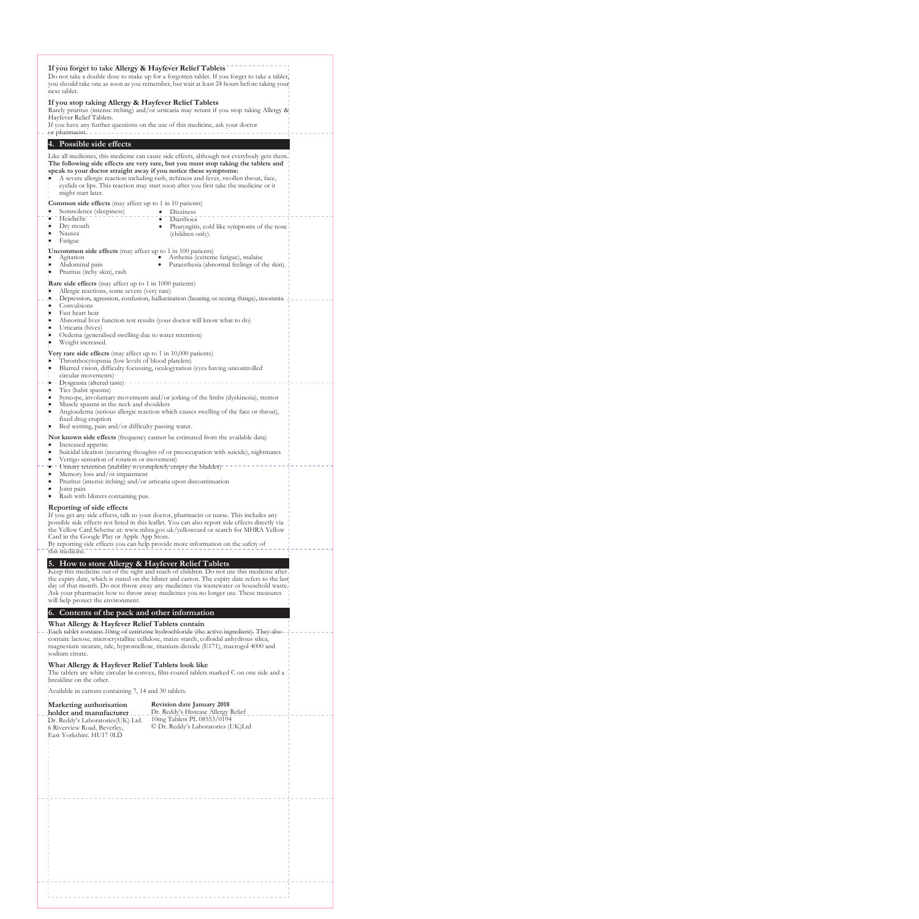### If you forget to take Allergy & Hayfever Relief Tablets

Do not take a double dose to make up for a forgotten tablet. If you forget to take a tablet, you should take one as soon as you remember, but wait at least 24 hours before taking your next tablet.

### If you stop taking Allergy & Hayfever Relief Tablets

Rarely pruritus (intense itching) and/or urticaria may return if you stop taking Allergy & Hayfever Relief Tablets.

If you have any further questions on the use of this medicine, ask your doctor or pharmacist.

## 4. Possible side effects

Like all medicines, this medicine can cause side effects, although not everybody gets them. **The following side effects are very rare, but you must stop taking the tablets and speak to your doctor straight away if you notice these symptoms:**

- A severe allergic reaction including rash, itchiness and fever, swollen throat, face, eyelids or lips. This reaction may start soon after you first take the medicine or it might start later.

**Common side effects** (may affect up to 1 in 10 patients)

- Somnolence (sleepiness)
- Headache
- Dry mouth
- Nausea
- Fatigue
- Dizziness
- Diarrhoea
- Pharyngitis, cold like symptoms of the nose (children only).

**Uncommon side effects** (may affect up to 1 in 100 patients)

- Agitation
- Abdominal pain
- Pruritus (itchy skin), rash
- Asthenia (extreme fatigue), malaise
- Paraesthesia (abnormal feelings of the skin).

**Rare side effects** (may affect up to 1 in 1000 patients)

- Allergic reactions, some severe (very rare)
- Depression, agression, confusion, hallucination (hearing or seeing things), insomnia
- Convulsions
- Fast heart beat
- Abnormal liver function test results (your doctor will know what to do)
- Urticaria (hives)
- Oedema (generalised swelling due to water retention)
- Weight increased.

**Very rare side effects** (may affect up to 1 in 10,000 patients)

- Thrombocytopenia (low levels of blood platelets)
- Blurred vision, difficulty focussing, oculogyration (eyes having uncontrolled circular movements)
- Dysgeusia (altered taste)
- Tics (habit spasms)
- Syncope, involuntary movements and/or jerking of the limbs (dyskinesia), tremor
- Muscle spasms in the neck and shoulders
- Angioedema (serious allergic reaction which causes swelling of the face or throat), fixed drug eruption
- Bed wetting, pain and/or difficulty passing water.

**Not known side effects** (frequency cannot be estimated from the available data)

- Increased appetite
- Suicidal ideation (recurring thoughts of or preoccupation with suicide), nightmares
- Vertigo sensation of rotation or movement)
- Urinary retention (inability to completely empty the bladder)
- Memory loss and/or impairment
- Pruritus (intense itching) and/or urticaria upon discontinuation
- Joint pain
- Rash with blisters containing pus.

### Reporting of side effects

If you get any side effects, talk to your doctor, pharmacist or nurse. This includes any possible side effects not listed in this leaflet. You can also report side effects directly via the Yellow Card Scheme at: www.mhra.gov.uk/yellowcard or search for MHRA Yellow Card in the Google Play or Apple App Store.

By reporting side effects you can help provide more information on the safety of this medicine.

## 5. How to store Allergy & Hayfever Relief Tablets

Keep this medicine out of the sight and reach of children. Do not use this medicine after the expiry date, which is stated on the blister and carton. The expiry date refers to the last day of that month. Do not throw away any medicines via wastewater or household waste. Ask your pharmacist how to throw away medicines you no longer use. These measures will help protect the environment.

## 6. Contents of the pack and other information

### What Allergy & Hayfever Relief Tablets contain

Each tablet contains 10mg of cetirizine hydrochloride (the active ingredient). They also contain: lactose, microcrystalline cellulose, maize starch, colloidal anhydrous silica, magnesium stearate, talc, hypromellose, titanium dioxide (E171), macrogol 4000 and sodium citrate.

### What Allergy & Hayfever Relief Tablets look like

The tablets are white circular bi-convex, film-coated tablets marked C on one side and a breakline on the other.

Available in cartons containing 7, 14 and 30 tablets.

**Marketing authorisation holder and manufacturer**

Dr. Reddy's Laboratories(UK) Ltd.
6 Riverview Road, Beverley,
East Yorkshire. HU17 0LD

**Revision date January 2018**

Dr. Reddy's Histease Allergy Relief 10mg Tablets PL 08553/0194
© Dr. Reddy's Laboratories (UK)Ltd